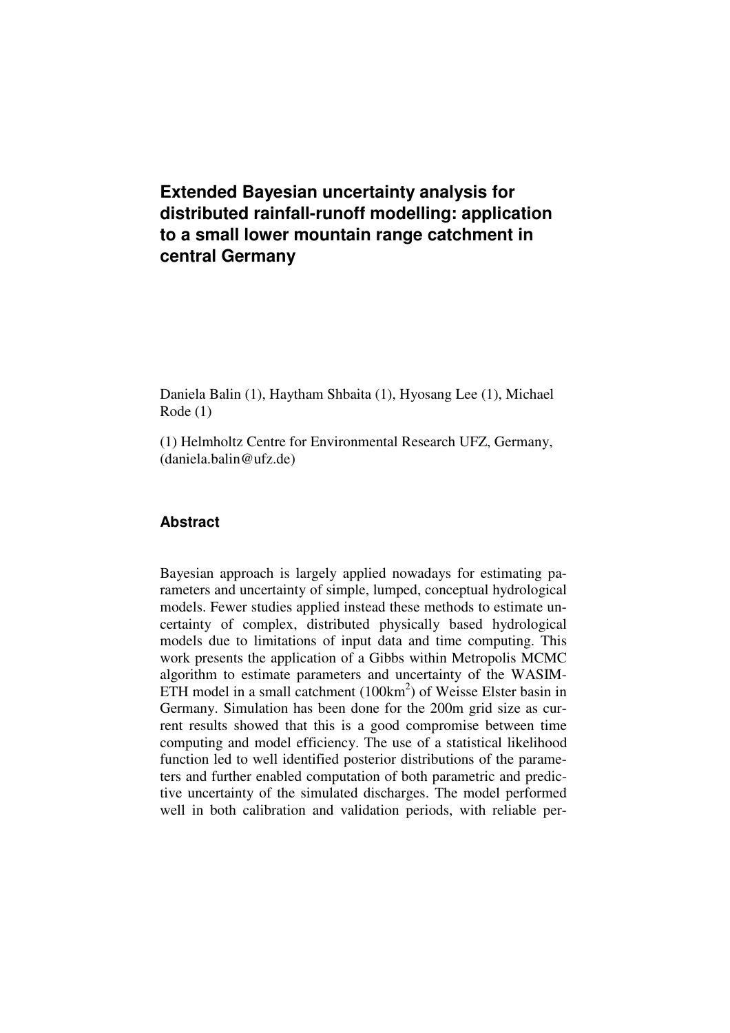# Extended Bayesian uncertainty analysis for distributed rainfall-runoff modelling: application to a small lower mountain range catchment in central Germany

Daniela Balin (1), Haytham Shbaita (1), Hyosang Lee (1), Michael Rode (1)

(1) Helmholtz Centre for Environmental Research UFZ, Germany, (daniela.balin@ufz.de)

## Abstract

Bayesian approach is largely applied nowadays for estimating parameters and uncertainty of simple, lumped, conceptual hydrological models. Fewer studies applied instead these methods to estimate uncertainty of complex, distributed physically based hydrological models due to limitations of input data and time computing. This work presents the application of a Gibbs within Metropolis MCMC algorithm to estimate parameters and uncertainty of the WASIM-ETH model in a small catchment ($100km^2$) of Weisse Elster basin in Germany. Simulation has been done for the 200m grid size as current results showed that this is a good compromise between time computing and model efficiency. The use of a statistical likelihood function led to well identified posterior distributions of the parameters and further enabled computation of both parametric and predictive uncertainty of the simulated discharges. The model performed well in both calibration and validation periods, with reliable per-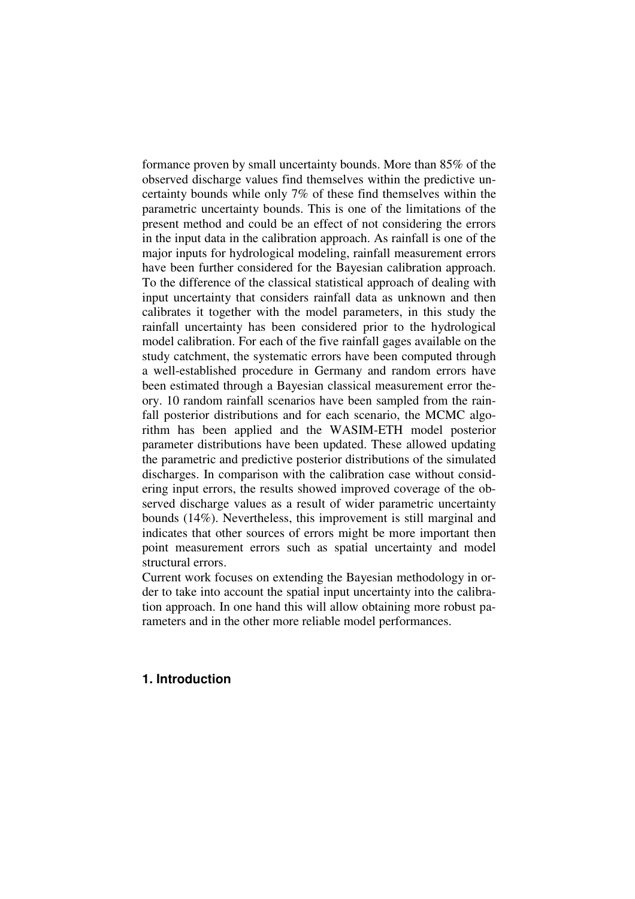formance proven by small uncertainty bounds. More than 85% of the observed discharge values find themselves within the predictive uncertainty bounds while only 7% of these find themselves within the parametric uncertainty bounds. This is one of the limitations of the present method and could be an effect of not considering the errors in the input data in the calibration approach. As rainfall is one of the major inputs for hydrological modeling, rainfall measurement errors have been further considered for the Bayesian calibration approach. To the difference of the classical statistical approach of dealing with input uncertainty that considers rainfall data as unknown and then calibrates it together with the model parameters, in this study the rainfall uncertainty has been considered prior to the hydrological model calibration. For each of the five rainfall gages available on the study catchment, the systematic errors have been computed through a well-established procedure in Germany and random errors have been estimated through a Bayesian classical measurement error theory. 10 random rainfall scenarios have been sampled from the rainfall posterior distributions and for each scenario, the MCMC algorithm has been applied and the WASIM-ETH model posterior parameter distributions have been updated. These allowed updating the parametric and predictive posterior distributions of the simulated discharges. In comparison with the calibration case without considering input errors, the results showed improved coverage of the observed discharge values as a result of wider parametric uncertainty bounds (14%). Nevertheless, this improvement is still marginal and indicates that other sources of errors might be more important then point measurement errors such as spatial uncertainty and model structural errors.

Current work focuses on extending the Bayesian methodology in order to take into account the spatial input uncertainty into the calibration approach. In one hand this will allow obtaining more robust parameters and in the other more reliable model performances.

## 1. Introduction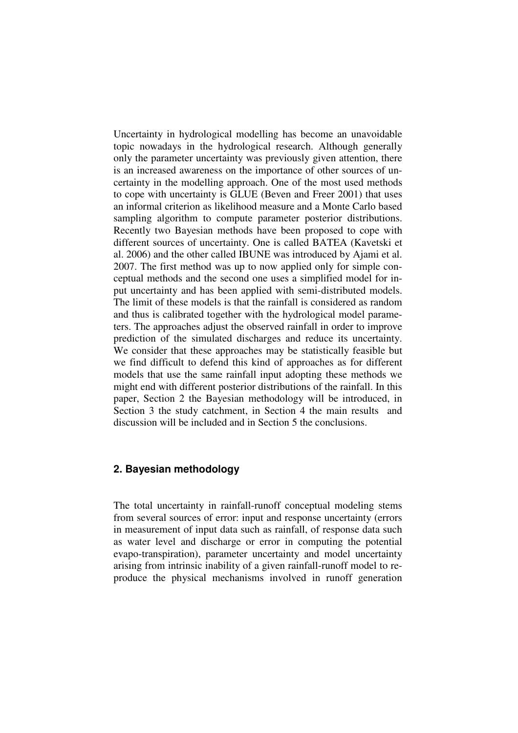Uncertainty in hydrological modelling has become an unavoidable topic nowadays in the hydrological research. Although generally only the parameter uncertainty was previously given attention, there is an increased awareness on the importance of other sources of uncertainty in the modelling approach. One of the most used methods to cope with uncertainty is GLUE (Beven and Freer 2001) that uses an informal criterion as likelihood measure and a Monte Carlo based sampling algorithm to compute parameter posterior distributions. Recently two Bayesian methods have been proposed to cope with different sources of uncertainty. One is called BATEA (Kavetski et al. 2006) and the other called IBUNE was introduced by Ajami et al. 2007. The first method was up to now applied only for simple conceptual methods and the second one uses a simplified model for input uncertainty and has been applied with semi-distributed models. The limit of these models is that the rainfall is considered as random and thus is calibrated together with the hydrological model parameters. The approaches adjust the observed rainfall in order to improve prediction of the simulated discharges and reduce its uncertainty. We consider that these approaches may be statistically feasible but we find difficult to defend this kind of approaches as for different models that use the same rainfall input adopting these methods we might end with different posterior distributions of the rainfall. In this paper, Section 2 the Bayesian methodology will be introduced, in Section 3 the study catchment, in Section 4 the main results and discussion will be included and in Section 5 the conclusions.

## 2. Bayesian methodology

The total uncertainty in rainfall-runoff conceptual modeling stems from several sources of error: input and response uncertainty (errors in measurement of input data such as rainfall, of response data such as water level and discharge or error in computing the potential evapo-transpiration), parameter uncertainty and model uncertainty arising from intrinsic inability of a given rainfall-runoff model to reproduce the physical mechanisms involved in runoff generation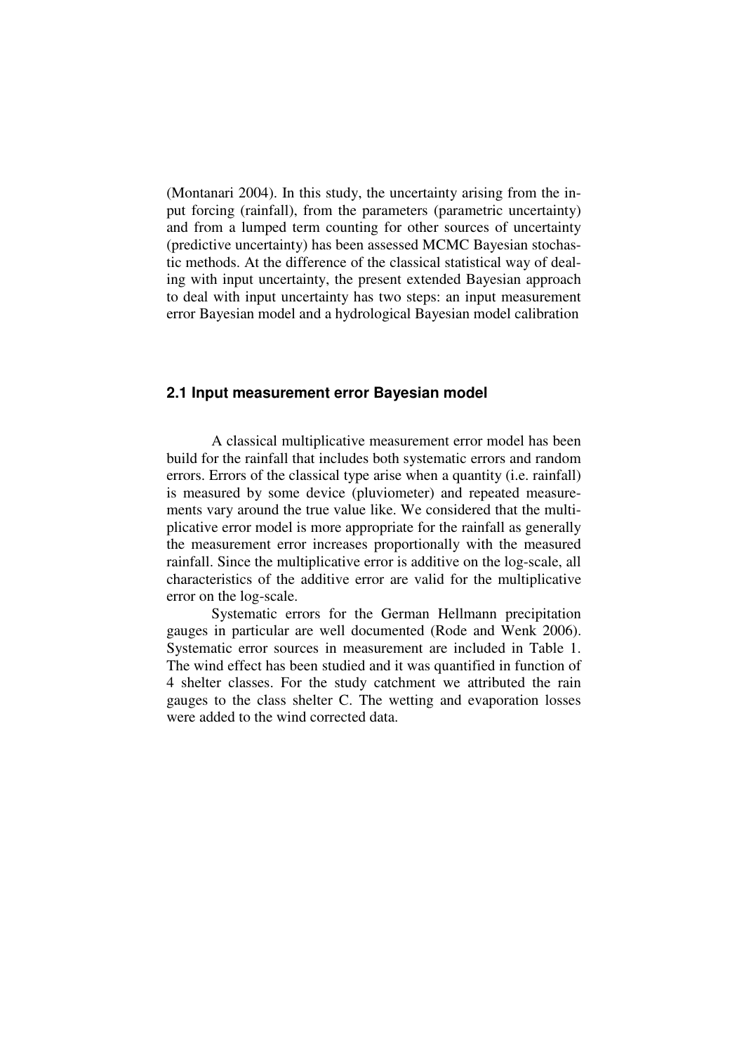(Montanari 2004). In this study, the uncertainty arising from the input forcing (rainfall), from the parameters (parametric uncertainty) and from a lumped term counting for other sources of uncertainty (predictive uncertainty) has been assessed MCMC Bayesian stochastic methods. At the difference of the classical statistical way of dealing with input uncertainty, the present extended Bayesian approach to deal with input uncertainty has two steps: an input measurement error Bayesian model and a hydrological Bayesian model calibration

## 2.1 Input measurement error Bayesian model

A classical multiplicative measurement error model has been build for the rainfall that includes both systematic errors and random errors. Errors of the classical type arise when a quantity (i.e. rainfall) is measured by some device (pluviometer) and repeated measurements vary around the true value like. We considered that the multiplicative error model is more appropriate for the rainfall as generally the measurement error increases proportionally with the measured rainfall. Since the multiplicative error is additive on the log-scale, all characteristics of the additive error are valid for the multiplicative error on the log-scale.

Systematic errors for the German Hellmann precipitation gauges in particular are well documented (Rode and Wenk 2006). Systematic error sources in measurement are included in Table 1. The wind effect has been studied and it was quantified in function of 4 shelter classes. For the study catchment we attributed the rain gauges to the class shelter C. The wetting and evaporation losses were added to the wind corrected data.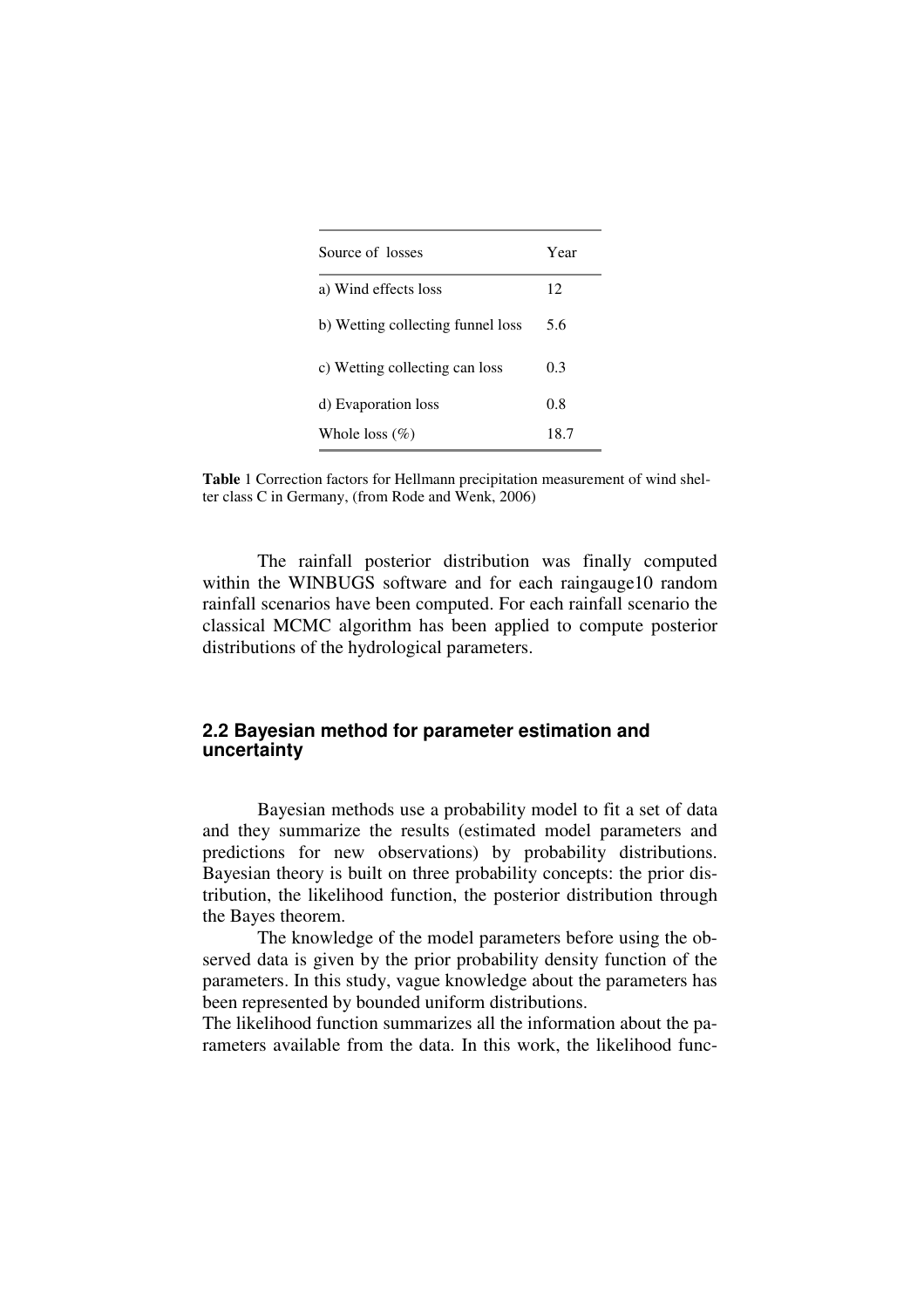| Source of losses | Year |
| --- | --- |
| a) Wind effects loss | 12 |
| b) Wetting collecting funnel loss | 5.6 |
| c) Wetting collecting can loss | 0.3 |
| d) Evaporation loss | 0.8 |
| Whole loss (%) | 18.7 |

**Table** 1 Correction factors for Hellmann precipitation measurement of wind shelter class C in Germany, (from Rode and Wenk, 2006)

The rainfall posterior distribution was finally computed within the WINBUGS software and for each raingauge10 random rainfall scenarios have been computed. For each rainfall scenario the classical MCMC algorithm has been applied to compute posterior distributions of the hydrological parameters.

### 2.2 Bayesian method for parameter estimation and uncertainty

Bayesian methods use a probability model to fit a set of data and they summarize the results (estimated model parameters and predictions for new observations) by probability distributions. Bayesian theory is built on three probability concepts: the prior distribution, the likelihood function, the posterior distribution through the Bayes theorem.

The knowledge of the model parameters before using the observed data is given by the prior probability density function of the parameters. In this study, vague knowledge about the parameters has been represented by bounded uniform distributions.

The likelihood function summarizes all the information about the parameters available from the data. In this work, the likelihood func-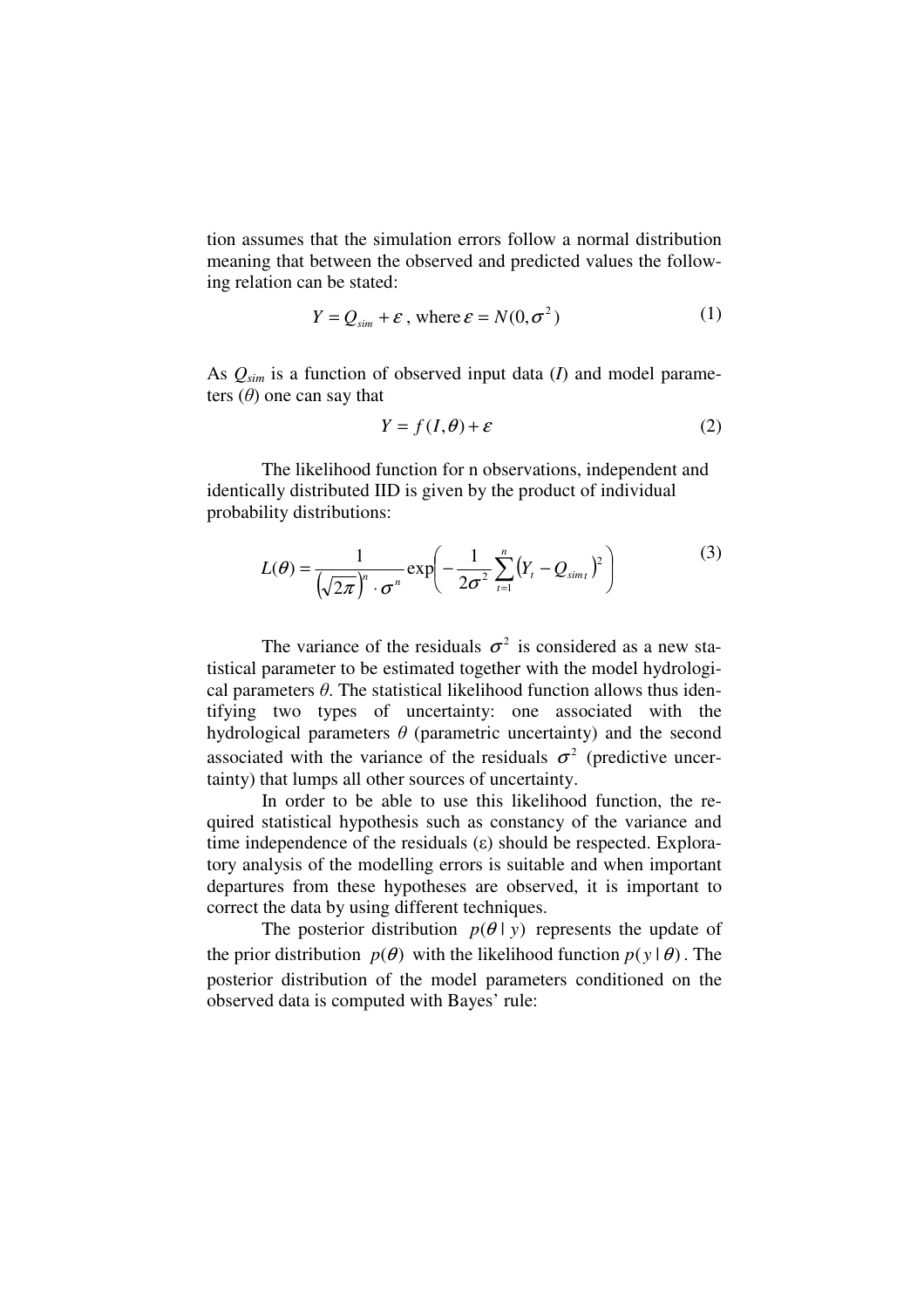tion assumes that the simulation errors follow a normal distribution meaning that between the observed and predicted values the following relation can be stated:

$$Y = Q_{sim} + \varepsilon \text{, where } \varepsilon = N(0, \sigma^2) \tag{1}$$

As $Q_{sim}$ is a function of observed input data ($I$) and model parameters ($\theta$) one can say that

$$Y = f(I, \theta) + \varepsilon \tag{2}$$

The likelihood function for n observations, independent and identically distributed IID is given by the product of individual probability distributions:

$$L(\theta) = \frac{1}{\left(\sqrt{2\pi}\right)^n \cdot \sigma^n} \exp\left( -\frac{1}{2\sigma^2} \sum_{t=1}^{n} \left( Y_t - Q_{sim\,t} \right)^2 \right) \tag{3}$$

The variance of the residuals $\sigma^2$ is considered as a new statistical parameter to be estimated together with the model hydrological parameters $\theta$. The statistical likelihood function allows thus identifying two types of uncertainty: one associated with the hydrological parameters $\theta$ (parametric uncertainty) and the second associated with the variance of the residuals $\sigma^2$ (predictive uncertainty) that lumps all other sources of uncertainty.

In order to be able to use this likelihood function, the required statistical hypothesis such as constancy of the variance and time independence of the residuals ($\varepsilon$) should be respected. Exploratory analysis of the modelling errors is suitable and when important departures from these hypotheses are observed, it is important to correct the data by using different techniques.

The posterior distribution $p(\theta \mid y)$ represents the update of the prior distribution $p(\theta)$ with the likelihood function $p(y \mid \theta)$. The posterior distribution of the model parameters conditioned on the observed data is computed with Bayes' rule: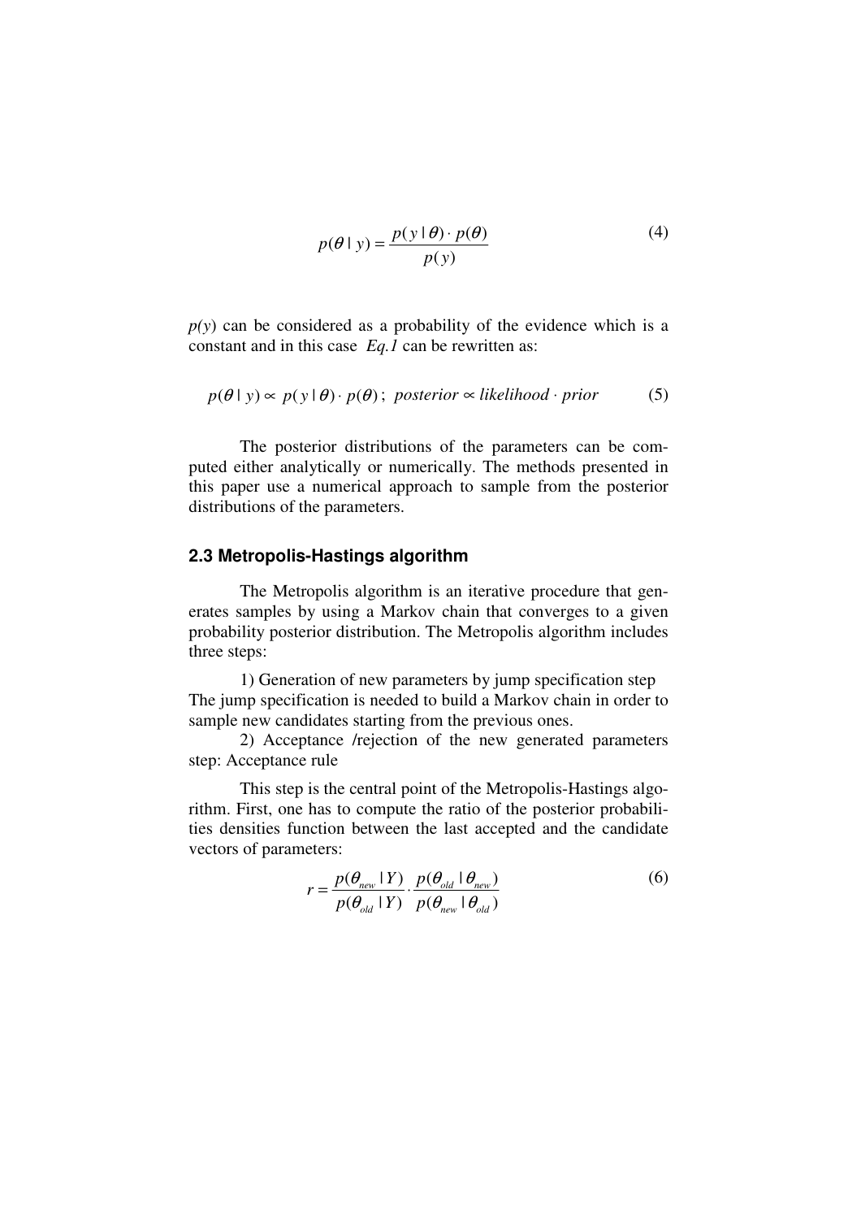$$p(\theta \mid y) = \frac{p(y \mid \theta) \cdot p(\theta)}{p(y)} \tag{4}$$

$p(y)$ can be considered as a probability of the evidence which is a constant and in this case *Eq.1* can be rewritten as:

$$p(\theta \mid y) \propto p(y \mid \theta) \cdot p(\theta)\,;\;\; posterior \propto likelihood \cdot prior \tag{5}$$

The posterior distributions of the parameters can be computed either analytically or numerically. The methods presented in this paper use a numerical approach to sample from the posterior distributions of the parameters.

### 2.3 Metropolis-Hastings algorithm

The Metropolis algorithm is an iterative procedure that generates samples by using a Markov chain that converges to a given probability posterior distribution. The Metropolis algorithm includes three steps:

1) Generation of new parameters by jump specification step
The jump specification is needed to build a Markov chain in order to sample new candidates starting from the previous ones.

2) Acceptance /rejection of the new generated parameters step: Acceptance rule

This step is the central point of the Metropolis-Hastings algorithm. First, one has to compute the ratio of the posterior probabilities densities function between the last accepted and the candidate vectors of parameters:

$$r = \frac{p(\theta_{new} \mid Y)}{p(\theta_{old} \mid Y)} \cdot \frac{p(\theta_{old} \mid \theta_{new})}{p(\theta_{new} \mid \theta_{old})} \tag{6}$$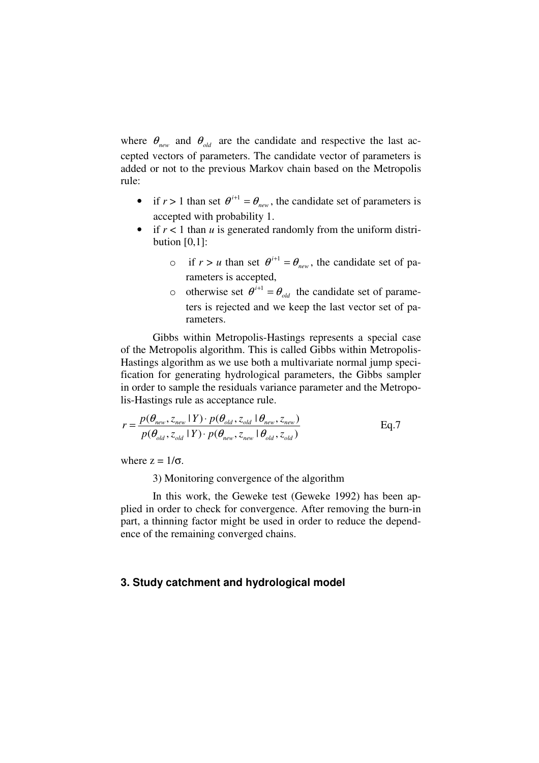where $\theta_{new}$ and $\theta_{old}$ are the candidate and respective the last accepted vectors of parameters. The candidate vector of parameters is added or not to the previous Markov chain based on the Metropolis rule:

- if $r > 1$ than set $\theta^{i+1} = \theta_{new}$, the candidate set of parameters is accepted with probability 1.
- if $r < 1$ than $u$ is generated randomly from the uniform distribution [0,1]:
    - if $r > u$ than set $\theta^{i+1} = \theta_{new}$, the candidate set of parameters is accepted,
    - otherwise set $\theta^{i+1} = \theta_{old}$ the candidate set of parameters is rejected and we keep the last vector set of parameters.

Gibbs within Metropolis-Hastings represents a special case of the Metropolis algorithm. This is called Gibbs within Metropolis-Hastings algorithm as we use both a multivariate normal jump specification for generating hydrological parameters, the Gibbs sampler in order to sample the residuals variance parameter and the Metropolis-Hastings rule as acceptance rule.

$$r = \frac{p(\theta_{new}, z_{new} \mid Y) \cdot p(\theta_{old}, z_{old} \mid \theta_{new}, z_{new})}{p(\theta_{old}, z_{old} \mid Y) \cdot p(\theta_{new}, z_{new} \mid \theta_{old}, z_{old})} \qquad \text{Eq.7}$$

where $z = 1/\sigma$.

3) Monitoring convergence of the algorithm

In this work, the Geweke test (Geweke 1992) has been applied in order to check for convergence. After removing the burn-in part, a thinning factor might be used in order to reduce the dependence of the remaining converged chains.

## 3. Study catchment and hydrological model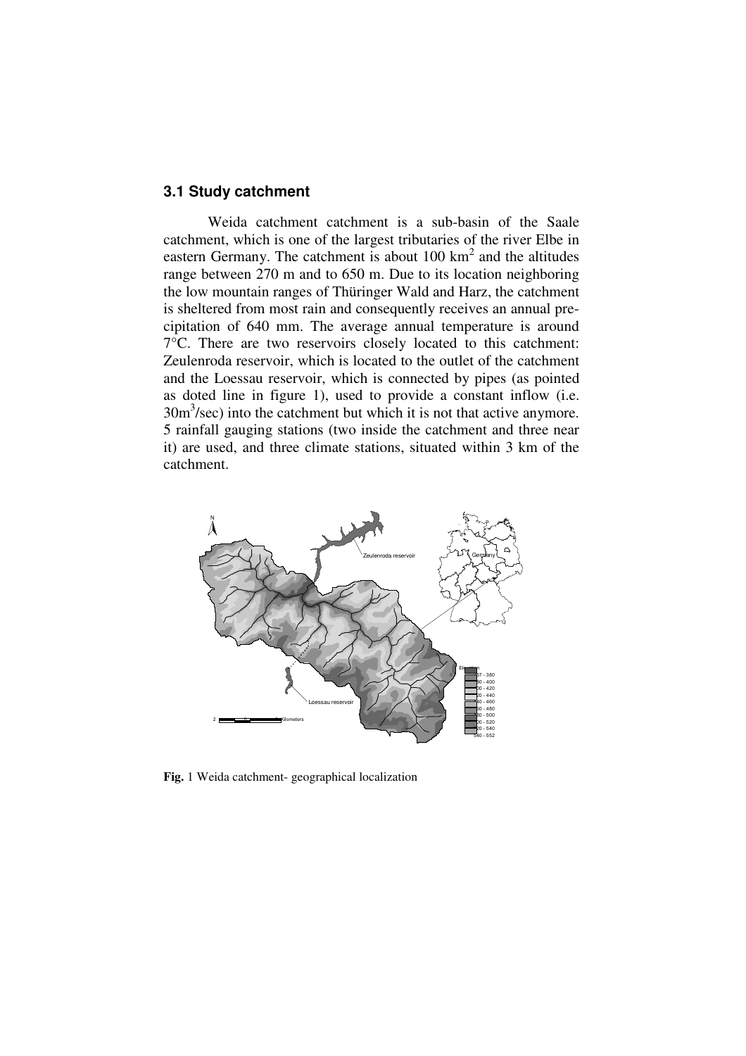### 3.1 Study catchment

Weida catchment catchment is a sub-basin of the Saale catchment, which is one of the largest tributaries of the river Elbe in eastern Germany. The catchment is about 100 km$^2$ and the altitudes range between 270 m and to 650 m. Due to its location neighboring the low mountain ranges of Thüringer Wald and Harz, the catchment is sheltered from most rain and consequently receives an annual precipitation of 640 mm. The average annual temperature is around 7°C. There are two reservoirs closely located to this catchment: Zeulenroda reservoir, which is located to the outlet of the catchment and the Loessau reservoir, which is connected by pipes (as pointed as doted line in figure 1), used to provide a constant inflow (i.e. 30m$^3$/sec) into the catchment but which it is not that active anymore. 5 rainfall gauging stations (two inside the catchment and three near it) are used, and three climate stations, situated within 3 km of the catchment.

**Fig.** 1 Weida catchment- geographical localization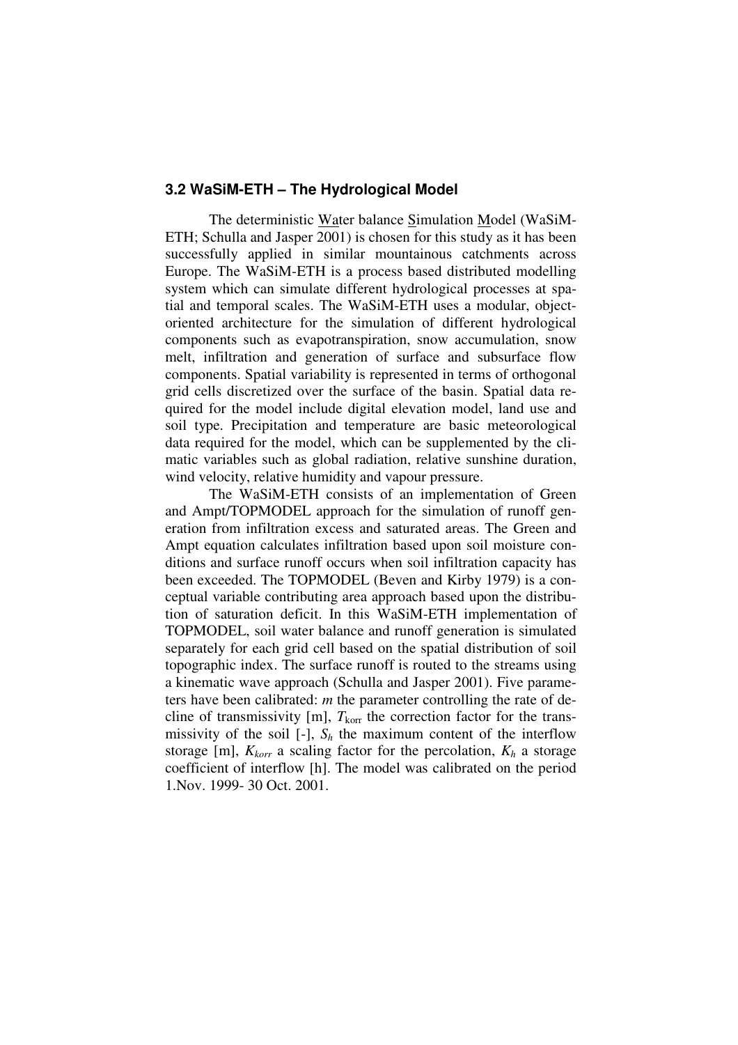### 3.2 WaSiM-ETH – The Hydrological Model

The deterministic Water balance Simulation Model (WaSiM-ETH; Schulla and Jasper 2001) is chosen for this study as it has been successfully applied in similar mountainous catchments across Europe. The WaSiM-ETH is a process based distributed modelling system which can simulate different hydrological processes at spatial and temporal scales. The WaSiM-ETH uses a modular, object-oriented architecture for the simulation of different hydrological components such as evapotranspiration, snow accumulation, snow melt, infiltration and generation of surface and subsurface flow components. Spatial variability is represented in terms of orthogonal grid cells discretized over the surface of the basin. Spatial data required for the model include digital elevation model, land use and soil type. Precipitation and temperature are basic meteorological data required for the model, which can be supplemented by the climatic variables such as global radiation, relative sunshine duration, wind velocity, relative humidity and vapour pressure.

The WaSiM-ETH consists of an implementation of Green and Ampt/TOPMODEL approach for the simulation of runoff generation from infiltration excess and saturated areas. The Green and Ampt equation calculates infiltration based upon soil moisture conditions and surface runoff occurs when soil infiltration capacity has been exceeded. The TOPMODEL (Beven and Kirby 1979) is a conceptual variable contributing area approach based upon the distribution of saturation deficit. In this WaSiM-ETH implementation of TOPMODEL, soil water balance and runoff generation is simulated separately for each grid cell based on the spatial distribution of soil topographic index. The surface runoff is routed to the streams using a kinematic wave approach (Schulla and Jasper 2001). Five parameters have been calibrated: $m$ the parameter controlling the rate of decline of transmissivity [m], $T_{\mathrm{korr}}$ the correction factor for the transmissivity of the soil [-], $S_h$ the maximum content of the interflow storage [m], $K_{korr}$ a scaling factor for the percolation, $K_h$ a storage coefficient of interflow [h]. The model was calibrated on the period 1.Nov. 1999- 30 Oct. 2001.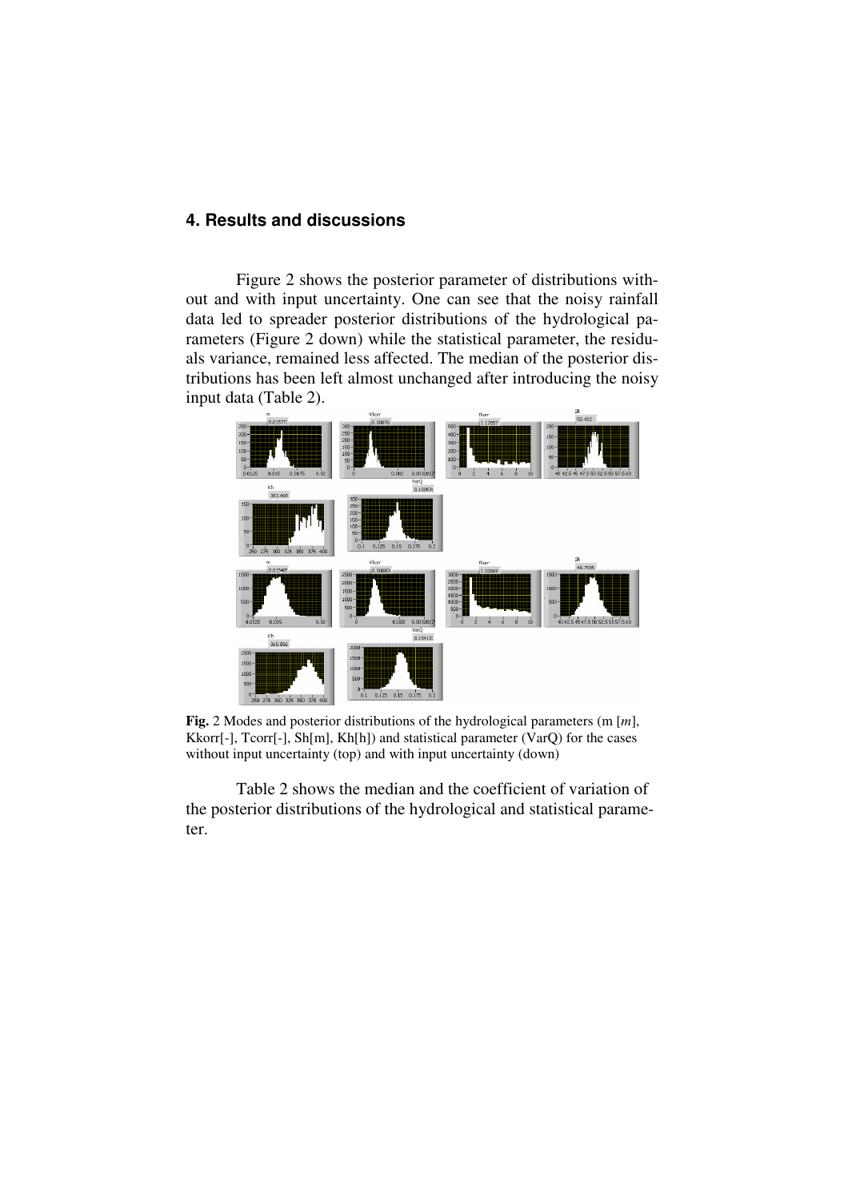## 4. Results and discussions

Figure 2 shows the posterior parameter of distributions without and with input uncertainty. One can see that the noisy rainfall data led to spreader posterior distributions of the hydrological parameters (Figure 2 down) while the statistical parameter, the residuals variance, remained less affected. The median of the posterior distributions has been left almost unchanged after introducing the noisy input data (Table 2).

**Fig.** 2 Modes and posterior distributions of the hydrological parameters (m [*m*], Kkorr[-], Tcorr[-], Sh[m], Kh[h]) and statistical parameter (VarQ) for the cases without input uncertainty (top) and with input uncertainty (down)

Table 2 shows the median and the coefficient of variation of the posterior distributions of the hydrological and statistical parameter.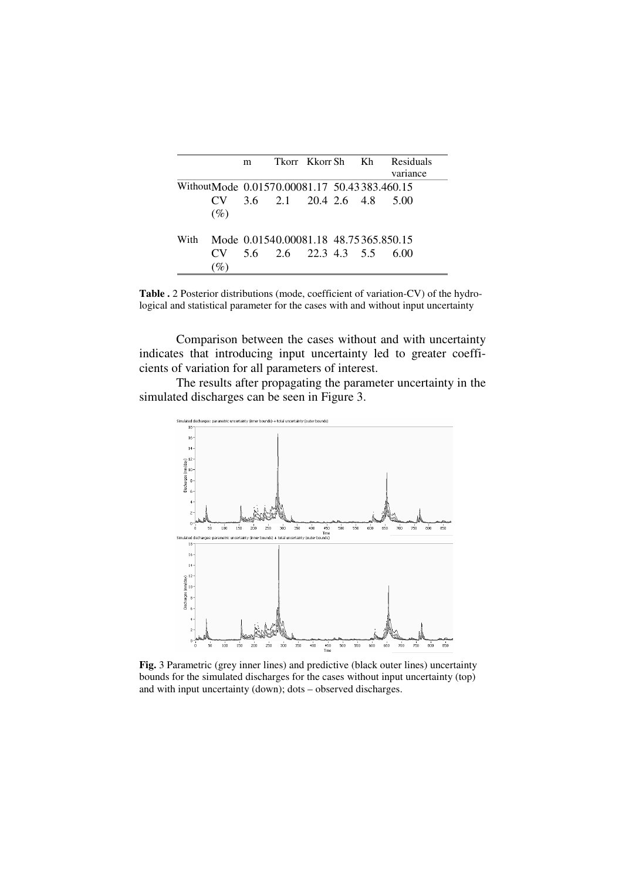| | | m | Tkorr | Kkorr | Sh | Kh | Residuals variance |
|---|---|---|---|---|---|---|---|
| Without | Mode | 0.0157 | 0.0008 | 1.17 | 50.43 | 383.46 | 0.15 |
| | CV (%) | 3.6 | 2.1 | 20.4 | 2.6 | 4.8 | 5.00 |
| With | Mode | 0.0154 | 0.0008 | 1.18 | 48.75 | 365.85 | 0.15 |
| | CV (%) | 5.6 | 2.6 | 22.3 | 4.3 | 5.5 | 6.00 |

**Table .** 2 Posterior distributions (mode, coefficient of variation-CV) of the hydrological and statistical parameter for the cases with and without input uncertainty

Comparison between the cases without and with uncertainty indicates that introducing input uncertainty led to greater coefficients of variation for all parameters of interest.

The results after propagating the parameter uncertainty in the simulated discharges can be seen in Figure 3.

**Fig.** 3 Parametric (grey inner lines) and predictive (black outer lines) uncertainty bounds for the simulated discharges for the cases without input uncertainty (top) and with input uncertainty (down); dots – observed discharges.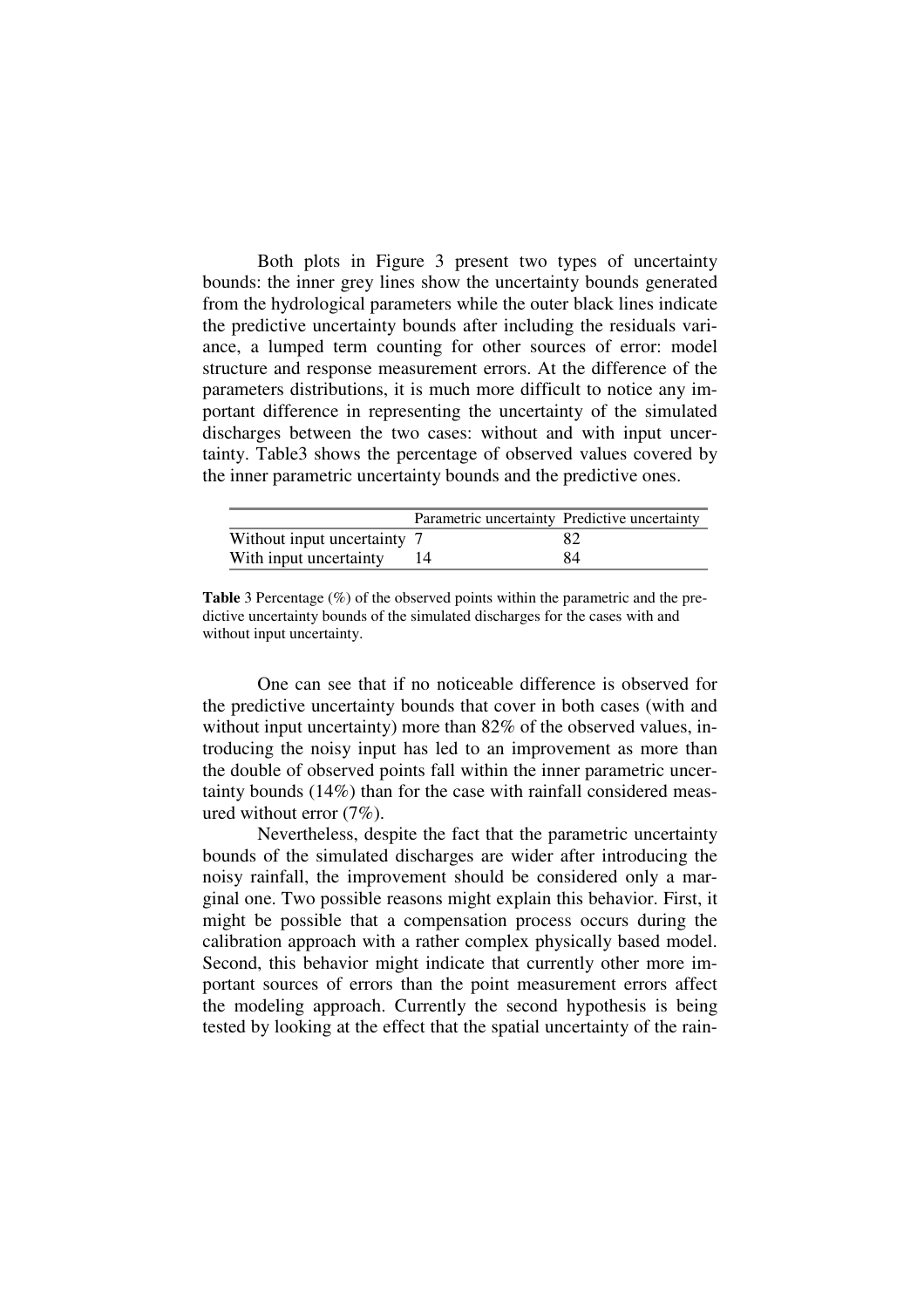Both plots in Figure 3 present two types of uncertainty bounds: the inner grey lines show the uncertainty bounds generated from the hydrological parameters while the outer black lines indicate the predictive uncertainty bounds after including the residuals variance, a lumped term counting for other sources of error: model structure and response measurement errors. At the difference of the parameters distributions, it is much more difficult to notice any important difference in representing the uncertainty of the simulated discharges between the two cases: without and with input uncertainty. Table3 shows the percentage of observed values covered by the inner parametric uncertainty bounds and the predictive ones.

| | Parametric uncertainty | Predictive uncertainty |
|---|---|---|
| Without input uncertainty | 7 | 82 |
| With input uncertainty | 14 | 84 |

**Table** 3 Percentage (%) of the observed points within the parametric and the predictive uncertainty bounds of the simulated discharges for the cases with and without input uncertainty.

One can see that if no noticeable difference is observed for the predictive uncertainty bounds that cover in both cases (with and without input uncertainty) more than 82% of the observed values, introducing the noisy input has led to an improvement as more than the double of observed points fall within the inner parametric uncertainty bounds (14%) than for the case with rainfall considered measured without error (7%).

Nevertheless, despite the fact that the parametric uncertainty bounds of the simulated discharges are wider after introducing the noisy rainfall, the improvement should be considered only a marginal one. Two possible reasons might explain this behavior. First, it might be possible that a compensation process occurs during the calibration approach with a rather complex physically based model. Second, this behavior might indicate that currently other more important sources of errors than the point measurement errors affect the modeling approach. Currently the second hypothesis is being tested by looking at the effect that the spatial uncertainty of the rain-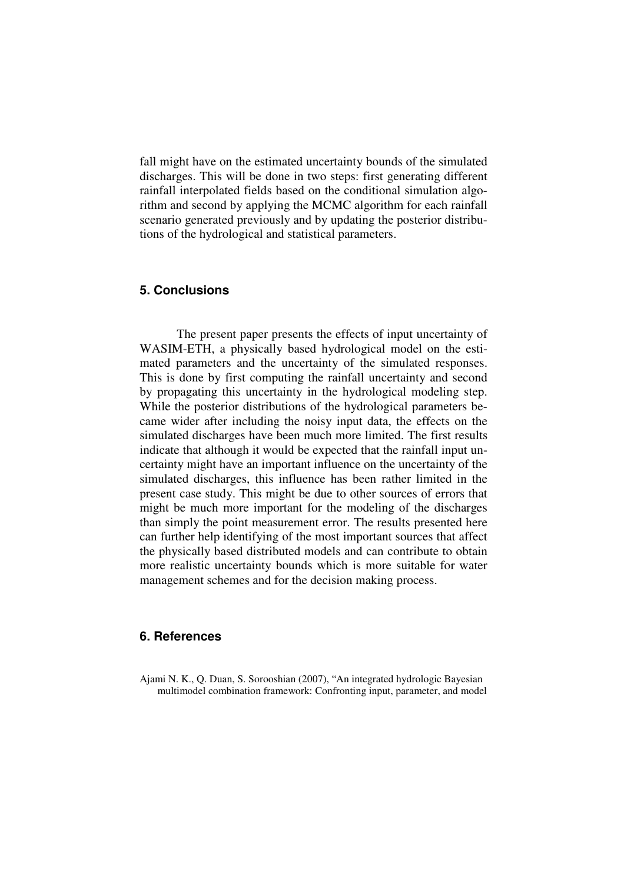fall might have on the estimated uncertainty bounds of the simulated discharges. This will be done in two steps: first generating different rainfall interpolated fields based on the conditional simulation algorithm and second by applying the MCMC algorithm for each rainfall scenario generated previously and by updating the posterior distributions of the hydrological and statistical parameters.

## 5. Conclusions

The present paper presents the effects of input uncertainty of WASIM-ETH, a physically based hydrological model on the estimated parameters and the uncertainty of the simulated responses. This is done by first computing the rainfall uncertainty and second by propagating this uncertainty in the hydrological modeling step. While the posterior distributions of the hydrological parameters became wider after including the noisy input data, the effects on the simulated discharges have been much more limited. The first results indicate that although it would be expected that the rainfall input uncertainty might have an important influence on the uncertainty of the simulated discharges, this influence has been rather limited in the present case study. This might be due to other sources of errors that might be much more important for the modeling of the discharges than simply the point measurement error. The results presented here can further help identifying of the most important sources that affect the physically based distributed models and can contribute to obtain more realistic uncertainty bounds which is more suitable for water management schemes and for the decision making process.

## 6. References

Ajami N. K., Q. Duan, S. Sorooshian (2007), "An integrated hydrologic Bayesian multimodel combination framework: Confronting input, parameter, and model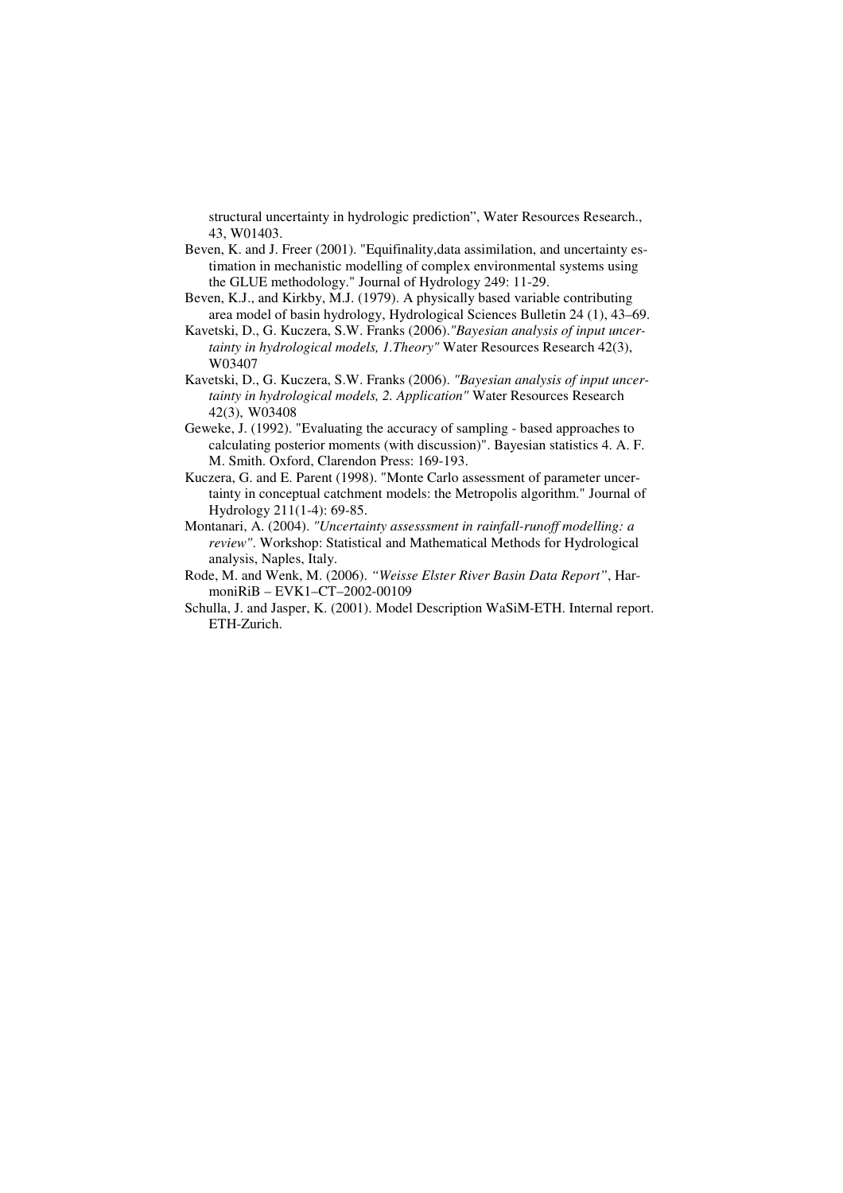structural uncertainty in hydrologic prediction", Water Resources Research., 43, W01403.

Beven, K. and J. Freer (2001). "Equifinality,data assimilation, and uncertainty estimation in mechanistic modelling of complex environmental systems using the GLUE methodology." Journal of Hydrology 249: 11-29.

Beven, K.J., and Kirkby, M.J. (1979). A physically based variable contributing area model of basin hydrology, Hydrological Sciences Bulletin 24 (1), 43–69.

Kavetski, D., G. Kuczera, S.W. Franks (2006).*"Bayesian analysis of input uncertainty in hydrological models, 1.Theory"* Water Resources Research 42(3), W03407

Kavetski, D., G. Kuczera, S.W. Franks (2006). *"Bayesian analysis of input uncertainty in hydrological models, 2. Application"* Water Resources Research 42(3), W03408

Geweke, J. (1992). "Evaluating the accuracy of sampling - based approaches to calculating posterior moments (with discussion)". Bayesian statistics 4. A. F. M. Smith. Oxford, Clarendon Press: 169-193.

Kuczera, G. and E. Parent (1998). "Monte Carlo assessment of parameter uncertainty in conceptual catchment models: the Metropolis algorithm." Journal of Hydrology 211(1-4): 69-85.

Montanari, A. (2004). *"Uncertainty assesssment in rainfall-runoff modelling: a review"*. Workshop: Statistical and Mathematical Methods for Hydrological analysis, Naples, Italy.

Rode, M. and Wenk, M. (2006). *"Weisse Elster River Basin Data Report"*, HarmoniRiB – EVK1–CT–2002-00109

Schulla, J. and Jasper, K. (2001). Model Description WaSiM-ETH. Internal report. ETH-Zurich.